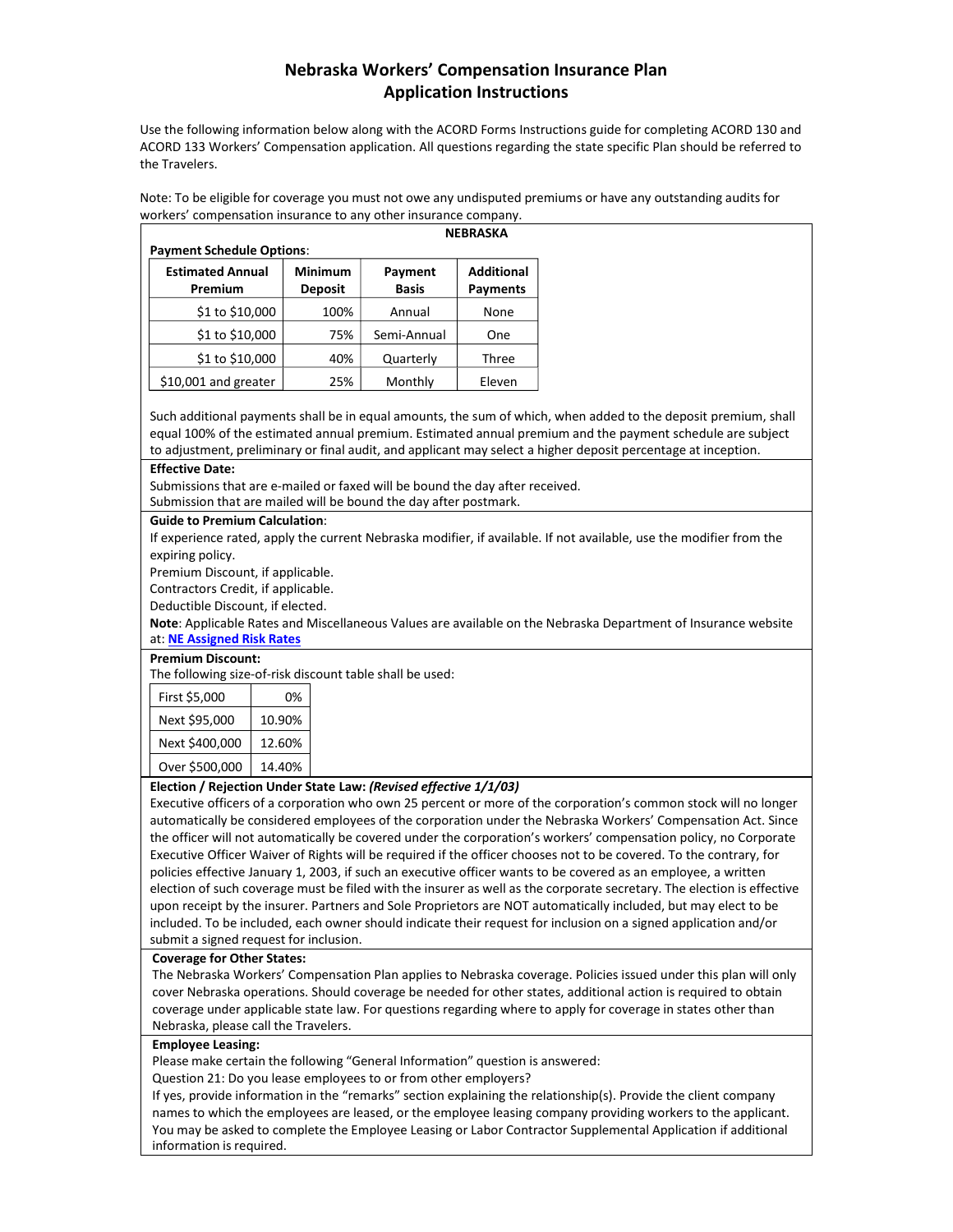# Nebraska Workers' Compensation Insurance Plan Application Instructions

Use the following information below along with the ACORD Forms Instructions guide for completing ACORD 130 and ACORD 133 Workers' Compensation application. All questions regarding the state specific Plan should be referred to the Travelers.

Note: To be eligible for coverage you must not owe any undisputed premiums or have any outstanding audits for workers' compensation insurance to any other insurance company.

## NEBRASKA

**Payment Schedule Options**:

| Estimated Annual Premium | Minimum Deposit | Payment Basis | Additional Payments |
|---|---|---|---|
| $1 to $10,000 | 100% | Annual | None |
| $1 to $10,000 | 75% | Semi-Annual | One |
| $1 to $10,000 | 40% | Quarterly | Three |
| $10,001 and greater | 25% | Monthly | Eleven |

Such additional payments shall be in equal amounts, the sum of which, when added to the deposit premium, shall equal 100% of the estimated annual premium. Estimated annual premium and the payment schedule are subject to adjustment, preliminary or final audit, and applicant may select a higher deposit percentage at inception.

**Effective Date:**

Submissions that are e-mailed or faxed will be bound the day after received.
Submission that are mailed will be bound the day after postmark.

**Guide to Premium Calculation**:

If experience rated, apply the current Nebraska modifier, if available. If not available, use the modifier from the expiring policy.
Premium Discount, if applicable.
Contractors Credit, if applicable.
Deductible Discount, if elected.
**Note**: Applicable Rates and Miscellaneous Values are available on the Nebraska Department of Insurance website at: **NE Assigned Risk Rates**

**Premium Discount:**

The following size-of-risk discount table shall be used:

| | |
|---|---|
| First $5,000 | 0% |
| Next $95,000 | 10.90% |
| Next $400,000 | 12.60% |
| Over $500,000 | 14.40% |

**Election / Rejection Under State Law:** ***(Revised effective 1/1/03)***

Executive officers of a corporation who own 25 percent or more of the corporation's common stock will no longer automatically be considered employees of the corporation under the Nebraska Workers' Compensation Act. Since the officer will not automatically be covered under the corporation's workers' compensation policy, no Corporate Executive Officer Waiver of Rights will be required if the officer chooses not to be covered. To the contrary, for policies effective January 1, 2003, if such an executive officer wants to be covered as an employee, a written election of such coverage must be filed with the insurer as well as the corporate secretary. The election is effective upon receipt by the insurer. Partners and Sole Proprietors are NOT automatically included, but may elect to be included. To be included, each owner should indicate their request for inclusion on a signed application and/or submit a signed request for inclusion.

**Coverage for Other States:**

The Nebraska Workers' Compensation Plan applies to Nebraska coverage. Policies issued under this plan will only cover Nebraska operations. Should coverage be needed for other states, additional action is required to obtain coverage under applicable state law. For questions regarding where to apply for coverage in states other than Nebraska, please call the Travelers.

**Employee Leasing:**

Please make certain the following "General Information" question is answered:
Question 21: Do you lease employees to or from other employers?
If yes, provide information in the "remarks" section explaining the relationship(s). Provide the client company names to which the employees are leased, or the employee leasing company providing workers to the applicant. You may be asked to complete the Employee Leasing or Labor Contractor Supplemental Application if additional information is required.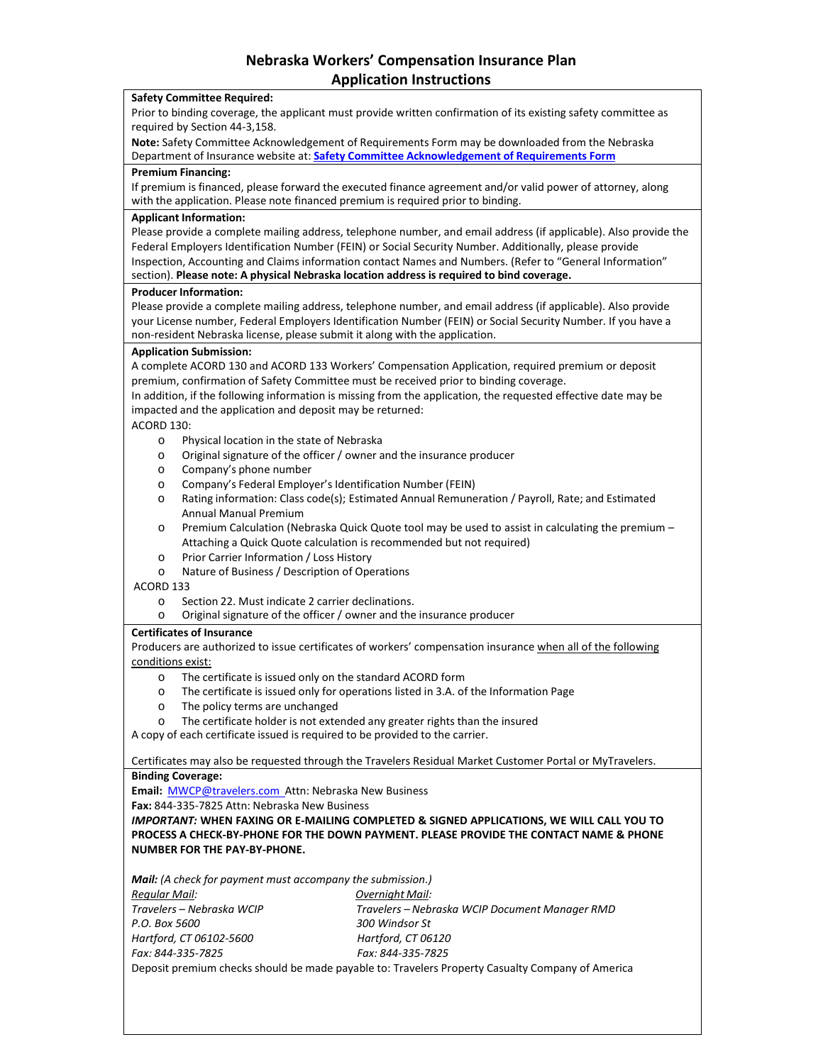# Nebraska Workers' Compensation Insurance Plan
# Application Instructions

**Safety Committee Required:**

Prior to binding coverage, the applicant must provide written confirmation of its existing safety committee as required by Section 44-3,158.

**Note:** Safety Committee Acknowledgement of Requirements Form may be downloaded from the Nebraska Department of Insurance website at: **Safety Committee Acknowledgement of Requirements Form**

**Premium Financing:**

If premium is financed, please forward the executed finance agreement and/or valid power of attorney, along with the application. Please note financed premium is required prior to binding.

**Applicant Information:**

Please provide a complete mailing address, telephone number, and email address (if applicable). Also provide the Federal Employers Identification Number (FEIN) or Social Security Number. Additionally, please provide Inspection, Accounting and Claims information contact Names and Numbers. (Refer to "General Information" section). **Please note: A physical Nebraska location address is required to bind coverage.**

**Producer Information:**

Please provide a complete mailing address, telephone number, and email address (if applicable). Also provide your License number, Federal Employers Identification Number (FEIN) or Social Security Number. If you have a non-resident Nebraska license, please submit it along with the application.

**Application Submission:**

A complete ACORD 130 and ACORD 133 Workers' Compensation Application, required premium or deposit premium, confirmation of Safety Committee must be received prior to binding coverage.

In addition, if the following information is missing from the application, the requested effective date may be impacted and the application and deposit may be returned:

ACORD 130:

- Physical location in the state of Nebraska
- Original signature of the officer / owner and the insurance producer
- Company's phone number
- Company's Federal Employer's Identification Number (FEIN)
- Rating information: Class code(s); Estimated Annual Remuneration / Payroll, Rate; and Estimated Annual Manual Premium
- Premium Calculation (Nebraska Quick Quote tool may be used to assist in calculating the premium – Attaching a Quick Quote calculation is recommended but not required)
- Prior Carrier Information / Loss History
- Nature of Business / Description of Operations

ACORD 133

- Section 22. Must indicate 2 carrier declinations.
- Original signature of the officer / owner and the insurance producer

**Certificates of Insurance**

Producers are authorized to issue certificates of workers' compensation insurance when all of the following conditions exist:

- The certificate is issued only on the standard ACORD form
- The certificate is issued only for operations listed in 3.A. of the Information Page
- The policy terms are unchanged
- The certificate holder is not extended any greater rights than the insured

A copy of each certificate issued is required to be provided to the carrier.

Certificates may also be requested through the Travelers Residual Market Customer Portal or MyTravelers.

**Binding Coverage:**

**Email:** MWCP@travelers.com Attn: Nebraska New Business

**Fax:** 844-335-7825 Attn: Nebraska New Business

***IMPORTANT:*** **WHEN FAXING OR E-MAILING COMPLETED & SIGNED APPLICATIONS, WE WILL CALL YOU TO PROCESS A CHECK-BY-PHONE FOR THE DOWN PAYMENT. PLEASE PROVIDE THE CONTACT NAME & PHONE NUMBER FOR THE PAY-BY-PHONE.**

***Mail:*** *(A check for payment must accompany the submission.)*

| *Regular Mail:* | *Overnight Mail:* |
|---|---|
| *Travelers – Nebraska WCIP* | *Travelers – Nebraska WCIP Document Manager RMD* |
| *P.O. Box 5600* | *300 Windsor St* |
| *Hartford, CT 06102-5600* | *Hartford, CT 06120* |
| *Fax: 844-335-7825* | *Fax: 844-335-7825* |

Deposit premium checks should be made payable to: Travelers Property Casualty Company of America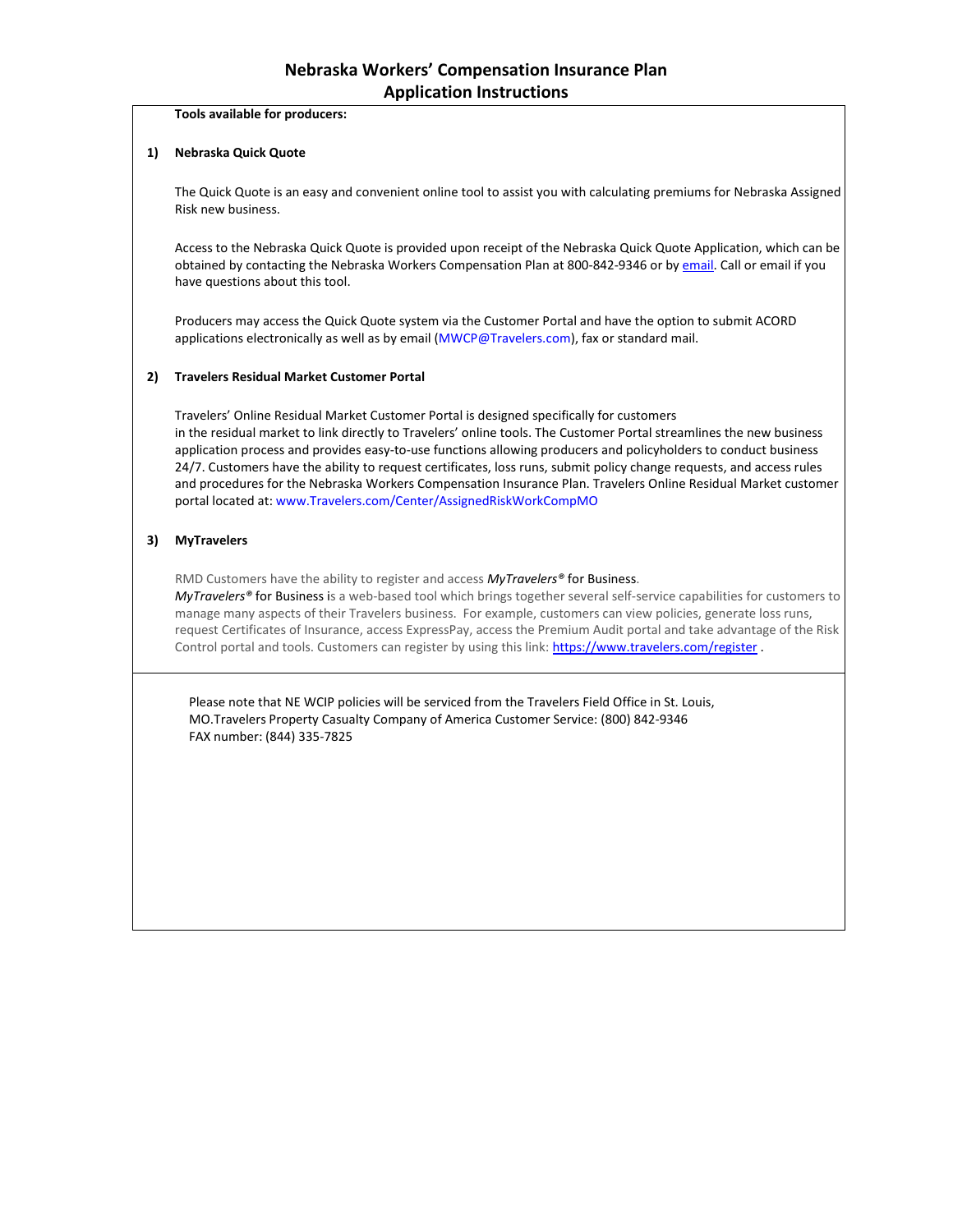# Nebraska Workers' Compensation Insurance Plan
# Application Instructions

**Tools available for producers:**

**1) Nebraska Quick Quote**

The Quick Quote is an easy and convenient online tool to assist you with calculating premiums for Nebraska Assigned Risk new business.

Access to the Nebraska Quick Quote is provided upon receipt of the Nebraska Quick Quote Application, which can be obtained by contacting the Nebraska Workers Compensation Plan at 800-842-9346 or by email. Call or email if you have questions about this tool.

Producers may access the Quick Quote system via the Customer Portal and have the option to submit ACORD applications electronically as well as by email (MWCP@Travelers.com), fax or standard mail.

**2) Travelers Residual Market Customer Portal**

Travelers' Online Residual Market Customer Portal is designed specifically for customers in the residual market to link directly to Travelers' online tools. The Customer Portal streamlines the new business application process and provides easy-to-use functions allowing producers and policyholders to conduct business 24/7. Customers have the ability to request certificates, loss runs, submit policy change requests, and access rules and procedures for the Nebraska Workers Compensation Insurance Plan. Travelers Online Residual Market customer portal located at: www.Travelers.com/Center/AssignedRiskWorkCompMO

**3) MyTravelers**

RMD Customers have the ability to register and access *MyTravelers®* for Business.
*MyTravelers®* for Business is a web-based tool which brings together several self-service capabilities for customers to manage many aspects of their Travelers business. For example, customers can view policies, generate loss runs, request Certificates of Insurance, access ExpressPay, access the Premium Audit portal and take advantage of the Risk Control portal and tools. Customers can register by using this link: https://www.travelers.com/register .

Please note that NE WCIP policies will be serviced from the Travelers Field Office in St. Louis, MO.Travelers Property Casualty Company of America Customer Service: (800) 842-9346
FAX number: (844) 335-7825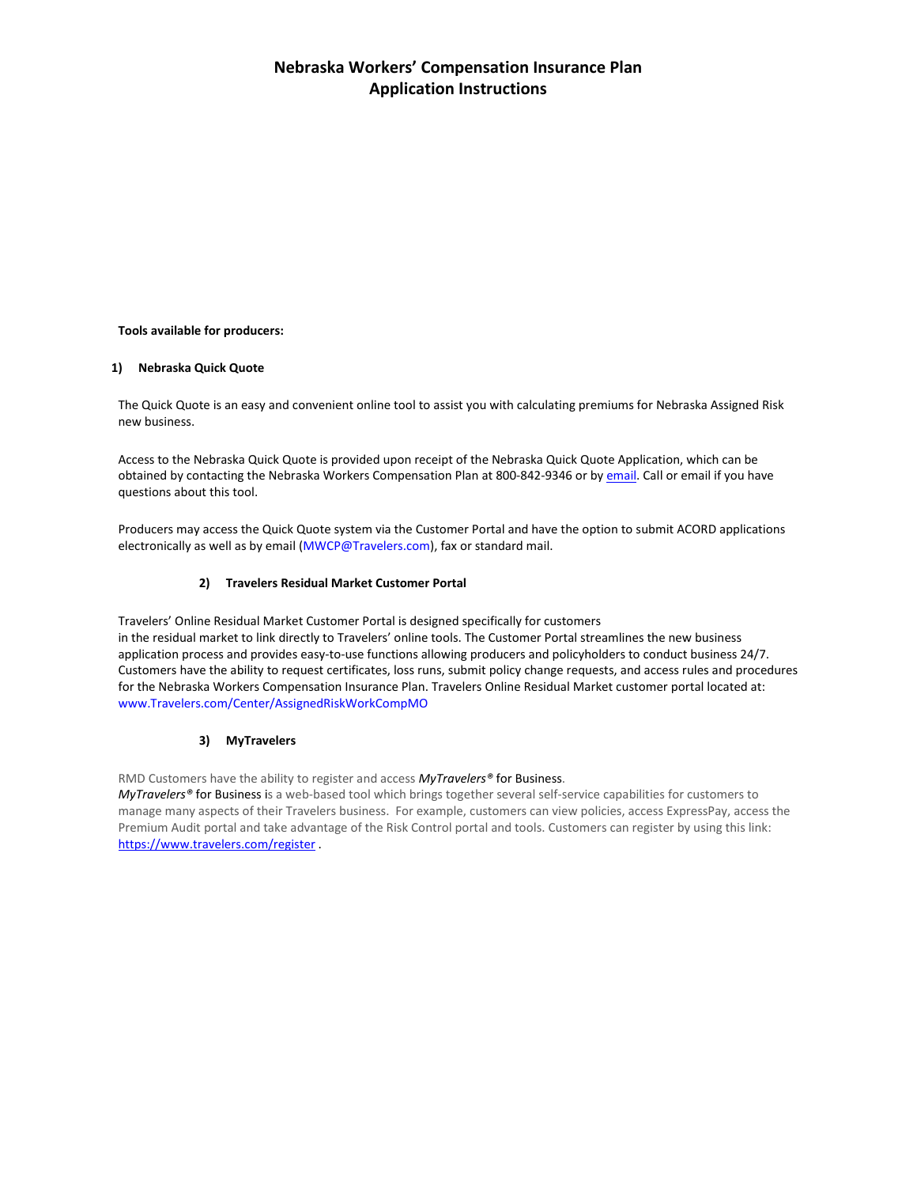# Nebraska Workers' Compensation Insurance Plan
# Application Instructions

**Tools available for producers:**

## 1) Nebraska Quick Quote

The Quick Quote is an easy and convenient online tool to assist you with calculating premiums for Nebraska Assigned Risk new business.

Access to the Nebraska Quick Quote is provided upon receipt of the Nebraska Quick Quote Application, which can be obtained by contacting the Nebraska Workers Compensation Plan at 800-842-9346 or by email. Call or email if you have questions about this tool.

Producers may access the Quick Quote system via the Customer Portal and have the option to submit ACORD applications electronically as well as by email (MWCP@Travelers.com), fax or standard mail.

## 2) Travelers Residual Market Customer Portal

Travelers' Online Residual Market Customer Portal is designed specifically for customers in the residual market to link directly to Travelers' online tools. The Customer Portal streamlines the new business application process and provides easy-to-use functions allowing producers and policyholders to conduct business 24/7. Customers have the ability to request certificates, loss runs, submit policy change requests, and access rules and procedures for the Nebraska Workers Compensation Insurance Plan. Travelers Online Residual Market customer portal located at: www.Travelers.com/Center/AssignedRiskWorkCompMO

## 3) MyTravelers

RMD Customers have the ability to register and access *MyTravelers®* for Business.
*MyTravelers®* for Business is a web-based tool which brings together several self-service capabilities for customers to manage many aspects of their Travelers business. For example, customers can view policies, access ExpressPay, access the Premium Audit portal and take advantage of the Risk Control portal and tools. Customers can register by using this link: https://www.travelers.com/register .